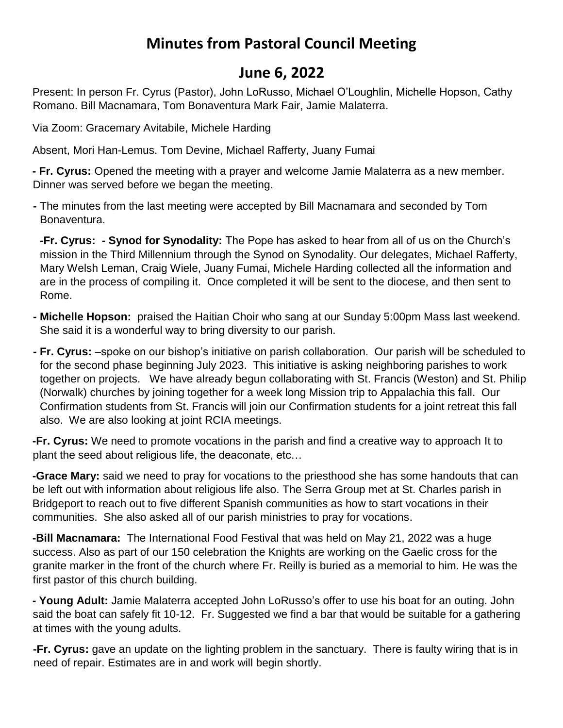# Minutes from Pastoral Council Meeting

## June 6, 2022

Present: In person Fr. Cyrus (Pastor), John LoRusso, Michael O'Loughlin, Michelle Hopson, Cathy Romano. Bill Macnamara, Tom Bonaventura Mark Fair, Jamie Malaterra.

Via Zoom: Gracemary Avitabile, Michele Harding

Absent, Mori Han-Lemus. Tom Devine, Michael Rafferty, Juany Fumai

- **Fr. Cyrus:** Opened the meeting with a prayer and welcome Jamie Malaterra as a new member. Dinner was served before we began the meeting.

- The minutes from the last meeting were accepted by Bill Macnamara and seconded by Tom Bonaventura.

**-Fr. Cyrus: - Synod for Synodality:** The Pope has asked to hear from all of us on the Church's mission in the Third Millennium through the Synod on Synodality. Our delegates, Michael Rafferty, Mary Welsh Leman, Craig Wiele, Juany Fumai, Michele Harding collected all the information and are in the process of compiling it. Once completed it will be sent to the diocese, and then sent to Rome.

- **Michelle Hopson:** praised the Haitian Choir who sang at our Sunday 5:00pm Mass last weekend. She said it is a wonderful way to bring diversity to our parish.

- **Fr. Cyrus:** –spoke on our bishop's initiative on parish collaboration. Our parish will be scheduled to for the second phase beginning July 2023. This initiative is asking neighboring parishes to work together on projects. We have already begun collaborating with St. Francis (Weston) and St. Philip (Norwalk) churches by joining together for a week long Mission trip to Appalachia this fall. Our Confirmation students from St. Francis will join our Confirmation students for a joint retreat this fall also. We are also looking at joint RCIA meetings.

**-Fr. Cyrus:** We need to promote vocations in the parish and find a creative way to approach It to plant the seed about religious life, the deaconate, etc…

**-Grace Mary:** said we need to pray for vocations to the priesthood she has some handouts that can be left out with information about religious life also. The Serra Group met at St. Charles parish in Bridgeport to reach out to five different Spanish communities as how to start vocations in their communities. She also asked all of our parish ministries to pray for vocations.

**-Bill Macnamara:** The International Food Festival that was held on May 21, 2022 was a huge success. Also as part of our 150 celebration the Knights are working on the Gaelic cross for the granite marker in the front of the church where Fr. Reilly is buried as a memorial to him. He was the first pastor of this church building.

- **Young Adult:** Jamie Malaterra accepted John LoRusso's offer to use his boat for an outing. John said the boat can safely fit 10-12. Fr. Suggested we find a bar that would be suitable for a gathering at times with the young adults.

**-Fr. Cyrus:** gave an update on the lighting problem in the sanctuary. There is faulty wiring that is in need of repair. Estimates are in and work will begin shortly.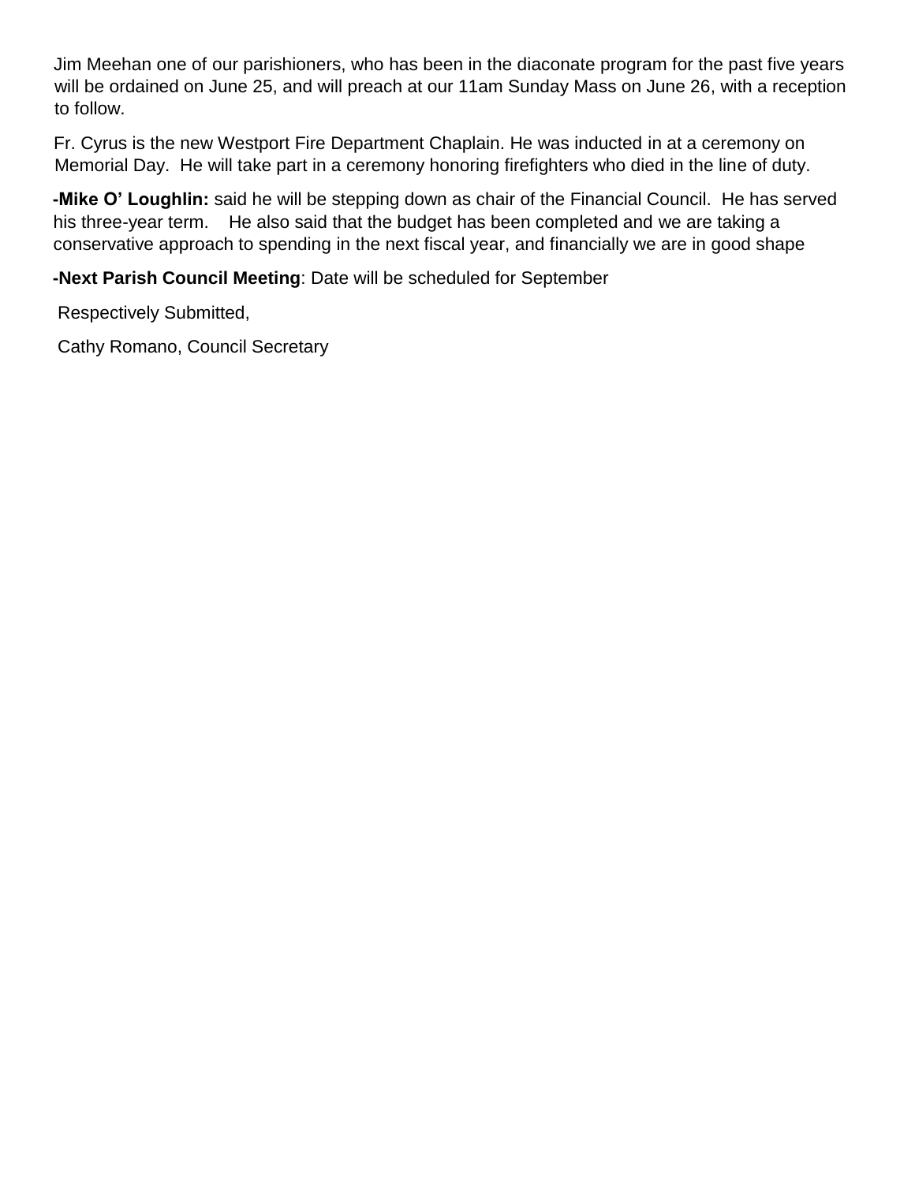Jim Meehan one of our parishioners, who has been in the diaconate program for the past five years will be ordained on June 25, and will preach at our 11am Sunday Mass on June 26, with a reception to follow.

Fr. Cyrus is the new Westport Fire Department Chaplain. He was inducted in at a ceremony on Memorial Day. He will take part in a ceremony honoring firefighters who died in the line of duty.

**-Mike O' Loughlin:** said he will be stepping down as chair of the Financial Council. He has served his three-year term. He also said that the budget has been completed and we are taking a conservative approach to spending in the next fiscal year, and financially we are in good shape

**-Next Parish Council Meeting**: Date will be scheduled for September

Respectively Submitted,

Cathy Romano, Council Secretary